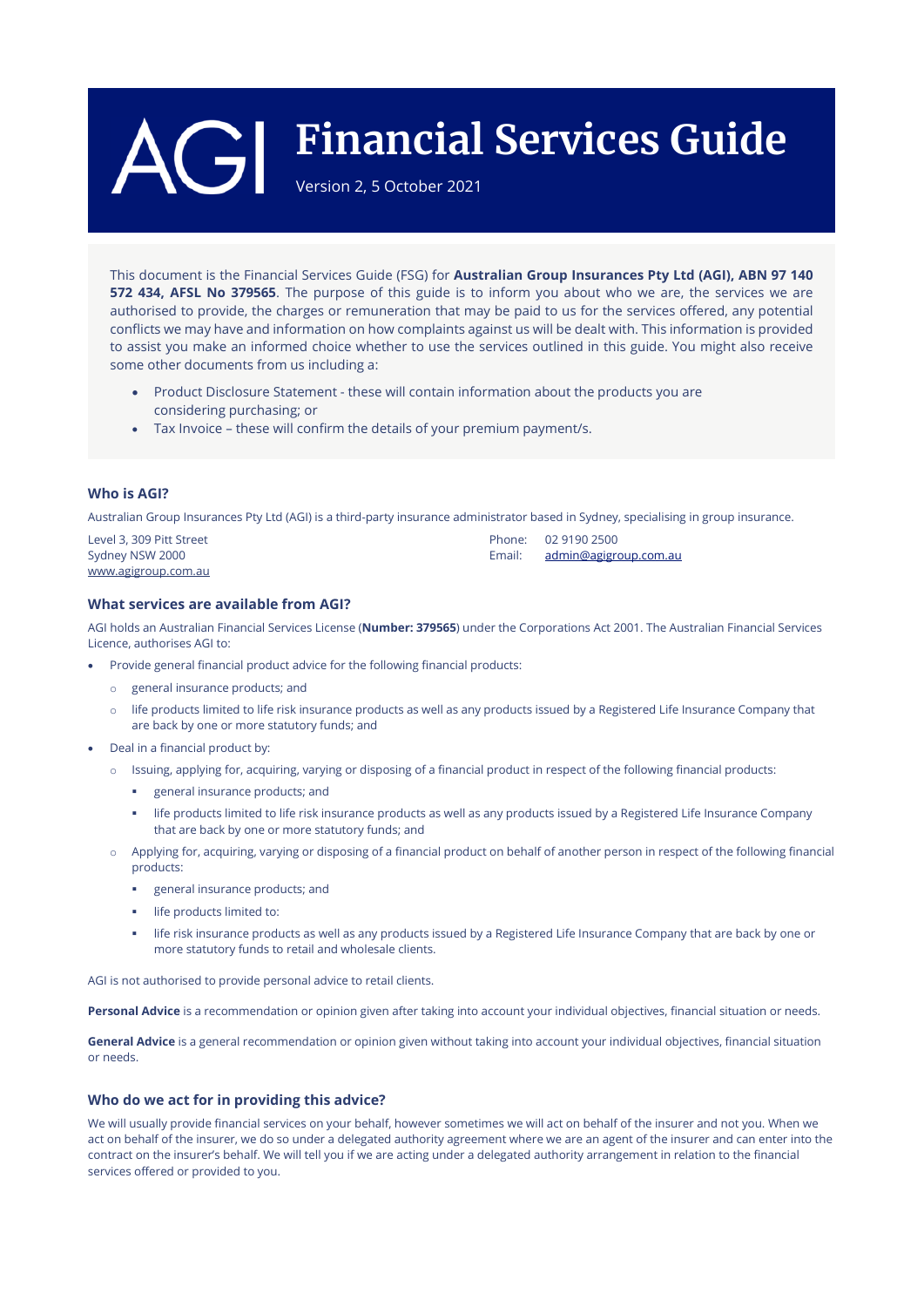# AGI Financial Services Guide

Version 2, 5 October 2021

This document is the Financial Services Guide (FSG) for **Australian Group Insurances Pty Ltd (AGI), ABN 97 140 572 434, AFSL No 379565**. The purpose of this guide is to inform you about who we are, the services we are authorised to provide, the charges or remuneration that may be paid to us for the services offered, any potential conflicts we may have and information on how complaints against us will be dealt with. This information is provided to assist you make an informed choice whether to use the services outlined in this guide. You might also receive some other documents from us including a:

- Product Disclosure Statement - these will contain information about the products you are considering purchasing; or
- Tax Invoice – these will confirm the details of your premium payment/s.

## Who is AGI?

Australian Group Insurances Pty Ltd (AGI) is a third-party insurance administrator based in Sydney, specialising in group insurance.

Level 3, 309 Pitt Street
Sydney NSW 2000
www.agigroup.com.au

Phone: 02 9190 2500
Email: admin@agigroup.com.au

## What services are available from AGI?

AGI holds an Australian Financial Services License (**Number: 379565**) under the Corporations Act 2001. The Australian Financial Services Licence, authorises AGI to:

- Provide general financial product advice for the following financial products:
  - general insurance products; and
  - life products limited to life risk insurance products as well as any products issued by a Registered Life Insurance Company that are back by one or more statutory funds; and
- Deal in a financial product by:
  - Issuing, applying for, acquiring, varying or disposing of a financial product in respect of the following financial products:
    - general insurance products; and
    - life products limited to life risk insurance products as well as any products issued by a Registered Life Insurance Company that are back by one or more statutory funds; and
  - Applying for, acquiring, varying or disposing of a financial product on behalf of another person in respect of the following financial products:
    - general insurance products; and
    - life products limited to:
    - life risk insurance products as well as any products issued by a Registered Life Insurance Company that are back by one or more statutory funds to retail and wholesale clients.

AGI is not authorised to provide personal advice to retail clients.

**Personal Advice** is a recommendation or opinion given after taking into account your individual objectives, financial situation or needs.

**General Advice** is a general recommendation or opinion given without taking into account your individual objectives, financial situation or needs.

## Who do we act for in providing this advice?

We will usually provide financial services on your behalf, however sometimes we will act on behalf of the insurer and not you. When we act on behalf of the insurer, we do so under a delegated authority agreement where we are an agent of the insurer and can enter into the contract on the insurer's behalf. We will tell you if we are acting under a delegated authority arrangement in relation to the financial services offered or provided to you.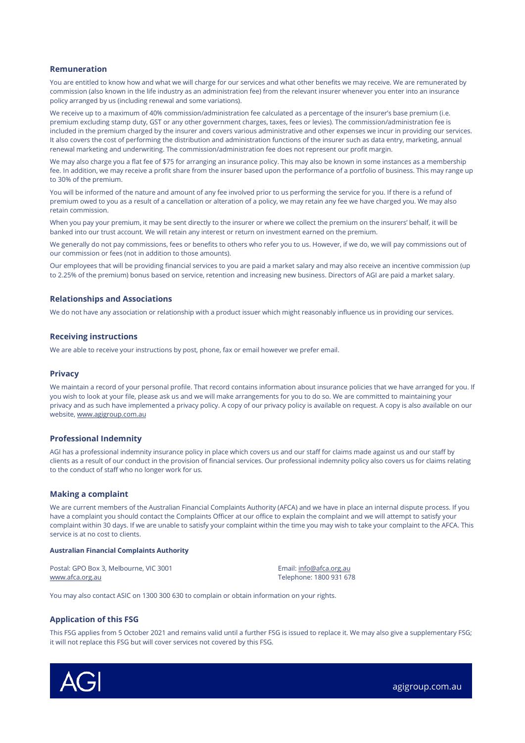## Remuneration

You are entitled to know how and what we will charge for our services and what other benefits we may receive. We are remunerated by commission (also known in the life industry as an administration fee) from the relevant insurer whenever you enter into an insurance policy arranged by us (including renewal and some variations).

We receive up to a maximum of 40% commission/administration fee calculated as a percentage of the insurer's base premium (i.e. premium excluding stamp duty, GST or any other government charges, taxes, fees or levies). The commission/administration fee is included in the premium charged by the insurer and covers various administrative and other expenses we incur in providing our services. It also covers the cost of performing the distribution and administration functions of the insurer such as data entry, marketing, annual renewal marketing and underwriting. The commission/administration fee does not represent our profit margin.

We may also charge you a flat fee of $75 for arranging an insurance policy. This may also be known in some instances as a membership fee. In addition, we may receive a profit share from the insurer based upon the performance of a portfolio of business. This may range up to 30% of the premium.

You will be informed of the nature and amount of any fee involved prior to us performing the service for you. If there is a refund of premium owed to you as a result of a cancellation or alteration of a policy, we may retain any fee we have charged you. We may also retain commission.

When you pay your premium, it may be sent directly to the insurer or where we collect the premium on the insurers' behalf, it will be banked into our trust account. We will retain any interest or return on investment earned on the premium.

We generally do not pay commissions, fees or benefits to others who refer you to us. However, if we do, we will pay commissions out of our commission or fees (not in addition to those amounts).

Our employees that will be providing financial services to you are paid a market salary and may also receive an incentive commission (up to 2.25% of the premium) bonus based on service, retention and increasing new business. Directors of AGI are paid a market salary.

## Relationships and Associations

We do not have any association or relationship with a product issuer which might reasonably influence us in providing our services.

## Receiving instructions

We are able to receive your instructions by post, phone, fax or email however we prefer email.

## Privacy

We maintain a record of your personal profile. That record contains information about insurance policies that we have arranged for you. If you wish to look at your file, please ask us and we will make arrangements for you to do so. We are committed to maintaining your privacy and as such have implemented a privacy policy. A copy of our privacy policy is available on request. A copy is also available on our website, www.agigroup.com.au

## Professional Indemnity

AGI has a professional indemnity insurance policy in place which covers us and our staff for claims made against us and our staff by clients as a result of our conduct in the provision of financial services. Our professional indemnity policy also covers us for claims relating to the conduct of staff who no longer work for us.

## Making a complaint

We are current members of the Australian Financial Complaints Authority (AFCA) and we have in place an internal dispute process. If you have a complaint you should contact the Complaints Officer at our office to explain the complaint and we will attempt to satisfy your complaint within 30 days. If we are unable to satisfy your complaint within the time you may wish to take your complaint to the AFCA. This service is at no cost to clients.

**Australian Financial Complaints Authority**

Postal: GPO Box 3, Melbourne, VIC 3001
www.afca.org.au

Email: info@afca.org.au
Telephone: 1800 931 678

You may also contact ASIC on 1300 300 630 to complain or obtain information on your rights.

## Application of this FSG

This FSG applies from 5 October 2021 and remains valid until a further FSG is issued to replace it. We may also give a supplementary FSG; it will not replace this FSG but will cover services not covered by this FSG.

AGI

agigroup.com.au